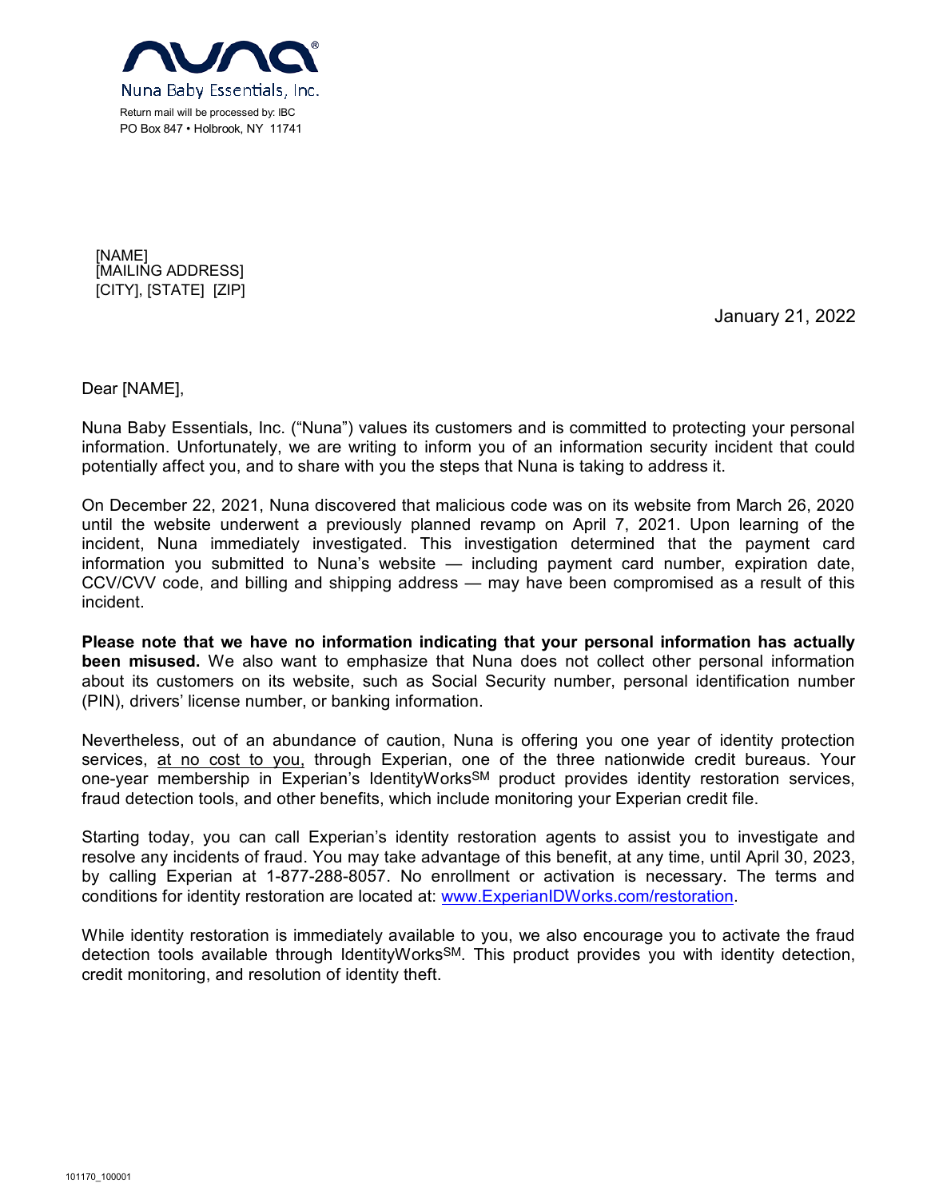Nuna Baby Essentials, Inc.

Return mail will be processed by: IBC
PO Box 847 • Holbrook, NY 11741

[NAME]
[MAILING ADDRESS]
[CITY], [STATE] [ZIP]

January 21, 2022

Dear [NAME],

Nuna Baby Essentials, Inc. ("Nuna") values its customers and is committed to protecting your personal information. Unfortunately, we are writing to inform you of an information security incident that could potentially affect you, and to share with you the steps that Nuna is taking to address it.

On December 22, 2021, Nuna discovered that malicious code was on its website from March 26, 2020 until the website underwent a previously planned revamp on April 7, 2021. Upon learning of the incident, Nuna immediately investigated. This investigation determined that the payment card information you submitted to Nuna's website — including payment card number, expiration date, CCV/CVV code, and billing and shipping address — may have been compromised as a result of this incident.

**Please note that we have no information indicating that your personal information has actually been misused.** We also want to emphasize that Nuna does not collect other personal information about its customers on its website, such as Social Security number, personal identification number (PIN), drivers' license number, or banking information.

Nevertheless, out of an abundance of caution, Nuna is offering you one year of identity protection services, at no cost to you, through Experian, one of the three nationwide credit bureaus. Your one-year membership in Experian's IdentityWorks[SM] product provides identity restoration services, fraud detection tools, and other benefits, which include monitoring your Experian credit file.

Starting today, you can call Experian's identity restoration agents to assist you to investigate and resolve any incidents of fraud. You may take advantage of this benefit, at any time, until April 30, 2023, by calling Experian at 1-877-288-8057. No enrollment or activation is necessary. The terms and conditions for identity restoration are located at: www.ExperianIDWorks.com/restoration.

While identity restoration is immediately available to you, we also encourage you to activate the fraud detection tools available through IdentityWorks[SM]. This product provides you with identity detection, credit monitoring, and resolution of identity theft.

101170_100001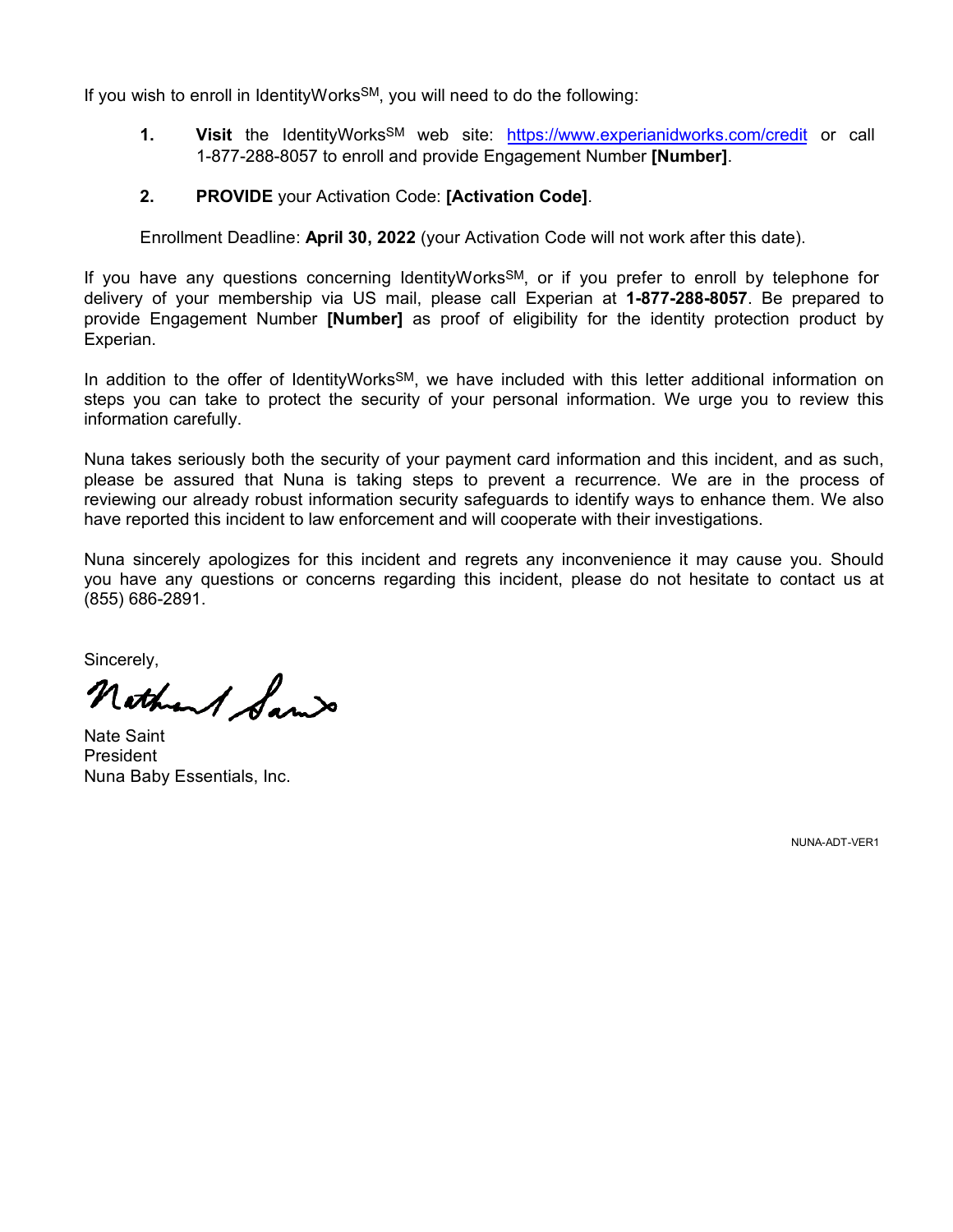If you wish to enroll in IdentityWorks[SM], you will need to do the following:

1. **Visit** the IdentityWorks[SM] web site: https://www.experianidworks.com/credit or call 1-877-288-8057 to enroll and provide Engagement Number **[Number]**.

2. **PROVIDE** your Activation Code: **[Activation Code]**.

Enrollment Deadline: **April 30, 2022** (your Activation Code will not work after this date).

If you have any questions concerning IdentityWorks[SM], or if you prefer to enroll by telephone for delivery of your membership via US mail, please call Experian at **1-877-288-8057**. Be prepared to provide Engagement Number **[Number]** as proof of eligibility for the identity protection product by Experian.

In addition to the offer of IdentityWorks[SM], we have included with this letter additional information on steps you can take to protect the security of your personal information. We urge you to review this information carefully.

Nuna takes seriously both the security of your payment card information and this incident, and as such, please be assured that Nuna is taking steps to prevent a recurrence. We are in the process of reviewing our already robust information security safeguards to identify ways to enhance them. We also have reported this incident to law enforcement and will cooperate with their investigations.

Nuna sincerely apologizes for this incident and regrets any inconvenience it may cause you. Should you have any questions or concerns regarding this incident, please do not hesitate to contact us at (855) 686-2891.

Sincerely,

Nate Saint
President
Nuna Baby Essentials, Inc.

NUNA-ADT-VER1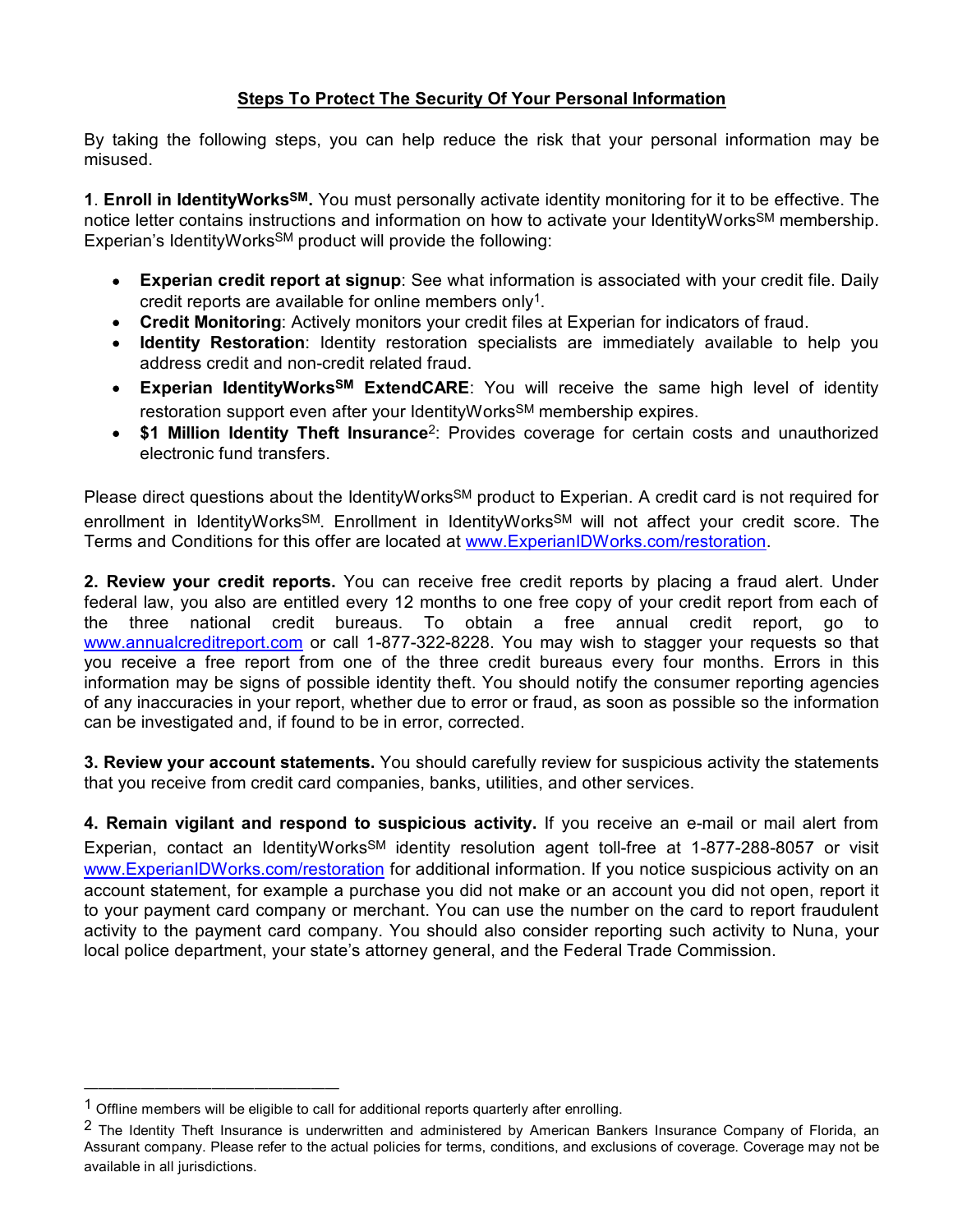## Steps To Protect The Security Of Your Personal Information

By taking the following steps, you can help reduce the risk that your personal information may be misused.

**1**. **Enroll in IdentityWorks[SM].** You must personally activate identity monitoring for it to be effective. The notice letter contains instructions and information on how to activate your IdentityWorks[SM] membership. Experian's IdentityWorks[SM] product will provide the following:

- **Experian credit report at signup**: See what information is associated with your credit file. Daily credit reports are available for online members only[1].
- **Credit Monitoring**: Actively monitors your credit files at Experian for indicators of fraud.
- **Identity Restoration**: Identity restoration specialists are immediately available to help you address credit and non-credit related fraud.
- **Experian IdentityWorks[SM] ExtendCARE**: You will receive the same high level of identity restoration support even after your IdentityWorks[SM] membership expires.
- **$1 Million Identity Theft Insurance**[2]: Provides coverage for certain costs and unauthorized electronic fund transfers.

Please direct questions about the IdentityWorks[SM] product to Experian. A credit card is not required for enrollment in IdentityWorks[SM]. Enrollment in IdentityWorks[SM] will not affect your credit score. The Terms and Conditions for this offer are located at www.ExperianIDWorks.com/restoration.

**2. Review your credit reports.** You can receive free credit reports by placing a fraud alert. Under federal law, you also are entitled every 12 months to one free copy of your credit report from each of the three national credit bureaus. To obtain a free annual credit report, go to www.annualcreditreport.com or call 1-877-322-8228. You may wish to stagger your requests so that you receive a free report from one of the three credit bureaus every four months. Errors in this information may be signs of possible identity theft. You should notify the consumer reporting agencies of any inaccuracies in your report, whether due to error or fraud, as soon as possible so the information can be investigated and, if found to be in error, corrected.

**3. Review your account statements.** You should carefully review for suspicious activity the statements that you receive from credit card companies, banks, utilities, and other services.

**4. Remain vigilant and respond to suspicious activity.** If you receive an e-mail or mail alert from Experian, contact an IdentityWorks[SM] identity resolution agent toll-free at 1-877-288-8057 or visit www.ExperianIDWorks.com/restoration for additional information. If you notice suspicious activity on an account statement, for example a purchase you did not make or an account you did not open, report it to your payment card company or merchant. You can use the number on the card to report fraudulent activity to the payment card company. You should also consider reporting such activity to Nuna, your local police department, your state's attorney general, and the Federal Trade Commission.

---

[1] Offline members will be eligible to call for additional reports quarterly after enrolling.

[2] The Identity Theft Insurance is underwritten and administered by American Bankers Insurance Company of Florida, an Assurant company. Please refer to the actual policies for terms, conditions, and exclusions of coverage. Coverage may not be available in all jurisdictions.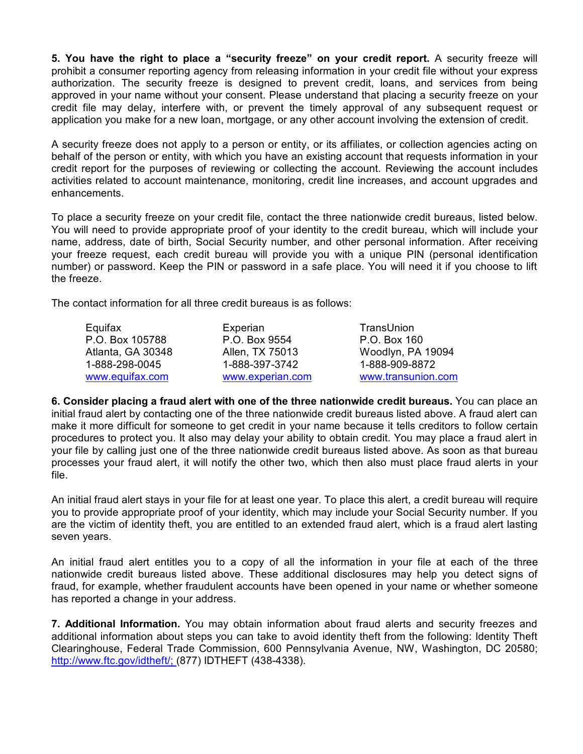**5. You have the right to place a "security freeze" on your credit report.** A security freeze will prohibit a consumer reporting agency from releasing information in your credit file without your express authorization. The security freeze is designed to prevent credit, loans, and services from being approved in your name without your consent. Please understand that placing a security freeze on your credit file may delay, interfere with, or prevent the timely approval of any subsequent request or application you make for a new loan, mortgage, or any other account involving the extension of credit.

A security freeze does not apply to a person or entity, or its affiliates, or collection agencies acting on behalf of the person or entity, with which you have an existing account that requests information in your credit report for the purposes of reviewing or collecting the account. Reviewing the account includes activities related to account maintenance, monitoring, credit line increases, and account upgrades and enhancements.

To place a security freeze on your credit file, contact the three nationwide credit bureaus, listed below. You will need to provide appropriate proof of your identity to the credit bureau, which will include your name, address, date of birth, Social Security number, and other personal information. After receiving your freeze request, each credit bureau will provide you with a unique PIN (personal identification number) or password. Keep the PIN or password in a safe place. You will need it if you choose to lift the freeze.

The contact information for all three credit bureaus is as follows:

| | | |
|---|---|---|
| Equifax | Experian | TransUnion |
| P.O. Box 105788 | P.O. Box 9554 | P.O. Box 160 |
| Atlanta, GA 30348 | Allen, TX 75013 | Woodlyn, PA 19094 |
| 1-888-298-0045 | 1-888-397-3742 | 1-888-909-8872 |
| www.equifax.com | www.experian.com | www.transunion.com |

**6. Consider placing a fraud alert with one of the three nationwide credit bureaus.** You can place an initial fraud alert by contacting one of the three nationwide credit bureaus listed above. A fraud alert can make it more difficult for someone to get credit in your name because it tells creditors to follow certain procedures to protect you. It also may delay your ability to obtain credit. You may place a fraud alert in your file by calling just one of the three nationwide credit bureaus listed above. As soon as that bureau processes your fraud alert, it will notify the other two, which then also must place fraud alerts in your file.

An initial fraud alert stays in your file for at least one year. To place this alert, a credit bureau will require you to provide appropriate proof of your identity, which may include your Social Security number. If you are the victim of identity theft, you are entitled to an extended fraud alert, which is a fraud alert lasting seven years.

An initial fraud alert entitles you to a copy of all the information in your file at each of the three nationwide credit bureaus listed above. These additional disclosures may help you detect signs of fraud, for example, whether fraudulent accounts have been opened in your name or whether someone has reported a change in your address.

**7. Additional Information.** You may obtain information about fraud alerts and security freezes and additional information about steps you can take to avoid identity theft from the following: Identity Theft Clearinghouse, Federal Trade Commission, 600 Pennsylvania Avenue, NW, Washington, DC 20580; http://www.ftc.gov/idtheft/; (877) IDTHEFT (438-4338).